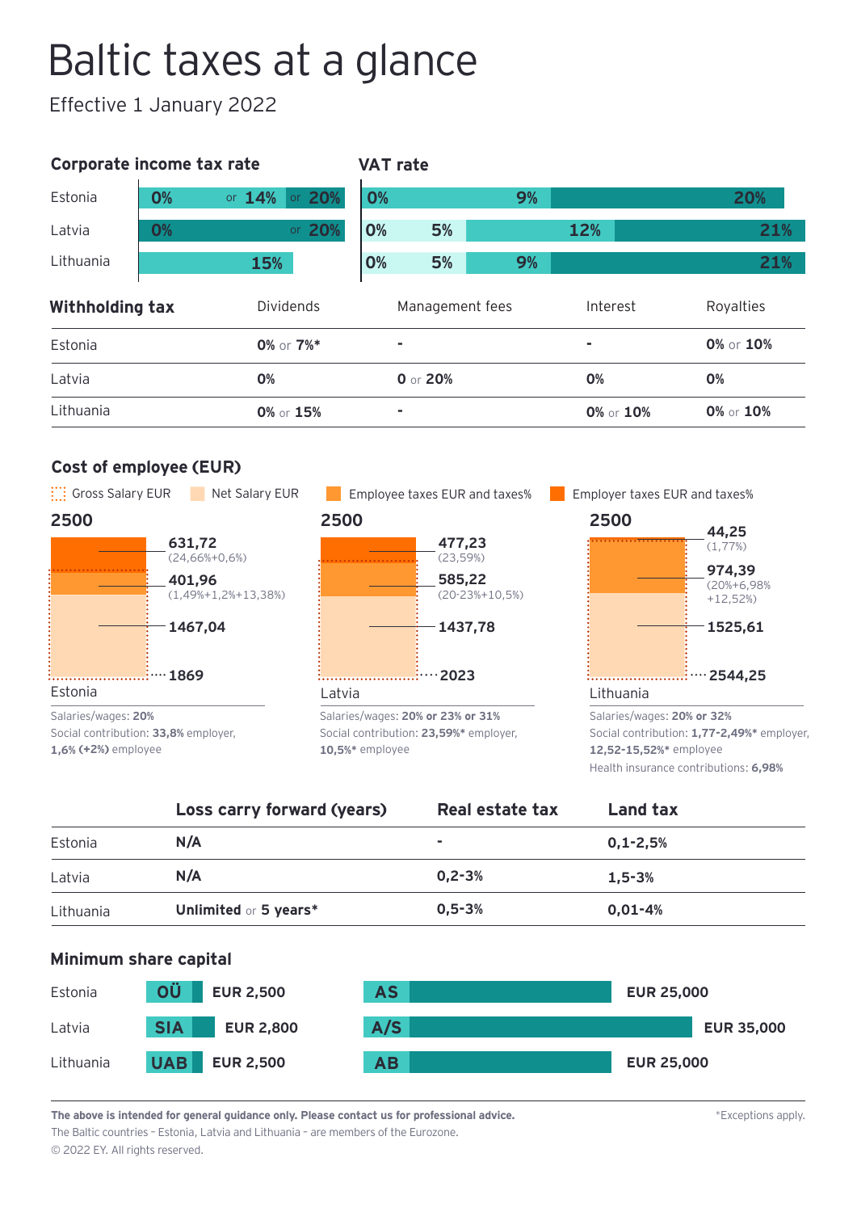# Baltic taxes at a glance

Effective 1 January 2022

## Corporate income tax rate

| Country | Rate |
|---|---|
| Estonia | 0% or 14% or 20% |
| Latvia | 0% or 20% |
| Lithuania | 15% |

## VAT rate

| Country | Rates |
|---|---|
| Estonia | 0%, 9%, 20% |
| Latvia | 0%, 5%, 12%, 21% |
| Lithuania | 0%, 5%, 9%, 21% |

## Withholding tax

| Withholding tax | Dividends | Management fees | Interest | Royalties |
|---|---|---|---|---|
| Estonia | **0%** or **7%*** | - | - | **0%** or **10%** |
| Latvia | **0%** | **0** or **20%** | **0%** | **0%** |
| Lithuania | **0%** or **15%** | - | **0%** or **10%** | **0%** or **10%** |

## Cost of employee (EUR)

Gross Salary EUR | Net Salary EUR | Employee taxes EUR and taxes% | Employer taxes EUR and taxes%

| | Estonia | Latvia | Lithuania |
|---|---|---|---|
| Gross Salary EUR | 1869 | 2023 | 2544,25 |
| Net Salary EUR | 1467,04 | 1437,78 | 1525,61 |
| Employee taxes EUR and taxes% | 401,96 (1,49%+1,2%+13,38%) | 585,22 (20-23%+10,5%) | 974,39 (20%+6,98%+12,52%) |
| Employer taxes EUR and taxes% | 631,72 (24,66%+0,6%) | 477,23 (23,59%) | 44,25 (1,77%) |
| Total | 2500 | 2500 | 2500 |

**Estonia**
Salaries/wages: **20%**
Social contribution: **33,8%** employer, **1,6% (+2%)** employee

**Latvia**
Salaries/wages: **20% or 23% or 31%**
Social contribution: **23,59%*** employer, **10,5%*** employee

**Lithuania**
Salaries/wages: **20% or 32%**
Social contribution: **1,77-2,49%*** employer, **12,52-15,52%*** employee
Health insurance contributions: **6,98%**

| | Loss carry forward (years) | Real estate tax | Land tax |
|---|---|---|---|
| Estonia | **N/A** | - | **0,1-2,5%** |
| Latvia | **N/A** | **0,2-3%** | **1,5-3%** |
| Lithuania | **Unlimited** or **5 years*** | **0,5-3%** | **0,01-4%** |

## Minimum share capital

| Country | Private company | Minimum capital | Public company | Minimum capital |
|---|---|---|---|---|
| Estonia | OÜ | EUR 2,500 | AS | EUR 25,000 |
| Latvia | SIA | EUR 2,800 | A/S | EUR 35,000 |
| Lithuania | UAB | EUR 2,500 | AB | EUR 25,000 |

**The above is intended for general guidance only. Please contact us for professional advice.**
The Baltic countries – Estonia, Latvia and Lithuania – are members of the Eurozone.
© 2022 EY. All rights reserved.

*Exceptions apply.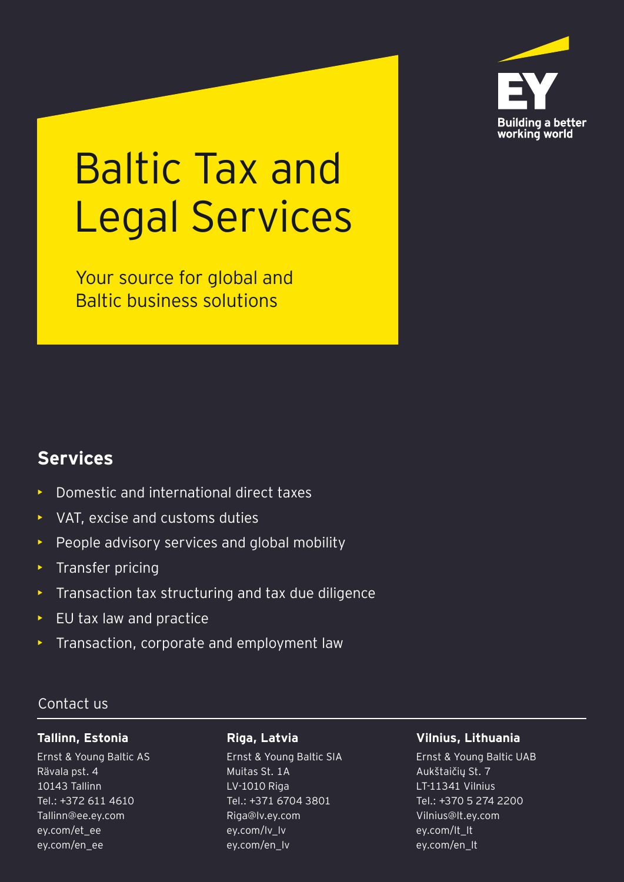EY

Building a better working world

# Baltic Tax and Legal Services

Your source for global and Baltic business solutions

## Services

- Domestic and international direct taxes
- VAT, excise and customs duties
- People advisory services and global mobility
- Transfer pricing
- Transaction tax structuring and tax due diligence
- EU tax law and practice
- Transaction, corporate and employment law

## Contact us

**Tallinn, Estonia**

Ernst & Young Baltic AS
Rävala pst. 4
10143 Tallinn
Tel.: +372 611 4610
Tallinn@ee.ey.com
ey.com/et_ee
ey.com/en_ee

**Riga, Latvia**

Ernst & Young Baltic SIA
Muitas St. 1A
LV-1010 Riga
Tel.: +371 6704 3801
Riga@lv.ey.com
ey.com/lv_lv
ey.com/en_lv

**Vilnius, Lithuania**

Ernst & Young Baltic UAB
Aukštaičių St. 7
LT-11341 Vilnius
Tel.: +370 5 274 2200
Vilnius@lt.ey.com
ey.com/lt_lt
ey.com/en_lt